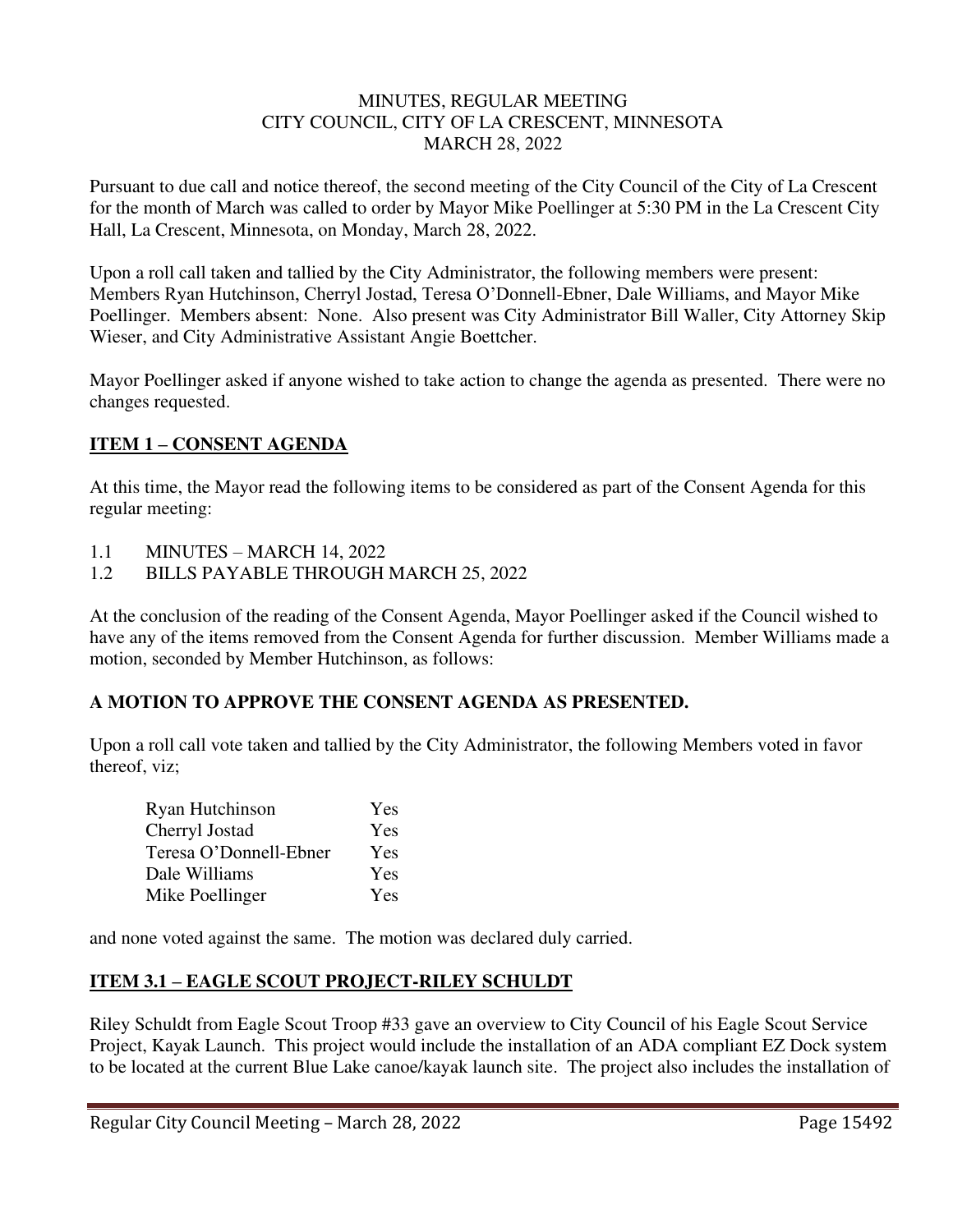MINUTES, REGULAR MEETING
CITY COUNCIL, CITY OF LA CRESCENT, MINNESOTA
MARCH 28, 2022

Pursuant to due call and notice thereof, the second meeting of the City Council of the City of La Crescent for the month of March was called to order by Mayor Mike Poellinger at 5:30 PM in the La Crescent City Hall, La Crescent, Minnesota, on Monday, March 28, 2022.

Upon a roll call taken and tallied by the City Administrator, the following members were present: Members Ryan Hutchinson, Cherryl Jostad, Teresa O'Donnell-Ebner, Dale Williams, and Mayor Mike Poellinger. Members absent: None. Also present was City Administrator Bill Waller, City Attorney Skip Wieser, and City Administrative Assistant Angie Boettcher.

Mayor Poellinger asked if anyone wished to take action to change the agenda as presented. There were no changes requested.

## ITEM 1 – CONSENT AGENDA

At this time, the Mayor read the following items to be considered as part of the Consent Agenda for this regular meeting:

1.1 MINUTES – MARCH 14, 2022
1.2 BILLS PAYABLE THROUGH MARCH 25, 2022

At the conclusion of the reading of the Consent Agenda, Mayor Poellinger asked if the Council wished to have any of the items removed from the Consent Agenda for further discussion. Member Williams made a motion, seconded by Member Hutchinson, as follows:

**A MOTION TO APPROVE THE CONSENT AGENDA AS PRESENTED.**

Upon a roll call vote taken and tallied by the City Administrator, the following Members voted in favor thereof, viz;

| | |
|---|---|
| Ryan Hutchinson | Yes |
| Cherryl Jostad | Yes |
| Teresa O'Donnell-Ebner | Yes |
| Dale Williams | Yes |
| Mike Poellinger | Yes |

and none voted against the same. The motion was declared duly carried.

## ITEM 3.1 – EAGLE SCOUT PROJECT-RILEY SCHULDT

Riley Schuldt from Eagle Scout Troop #33 gave an overview to City Council of his Eagle Scout Service Project, Kayak Launch. This project would include the installation of an ADA compliant EZ Dock system to be located at the current Blue Lake canoe/kayak launch site. The project also includes the installation of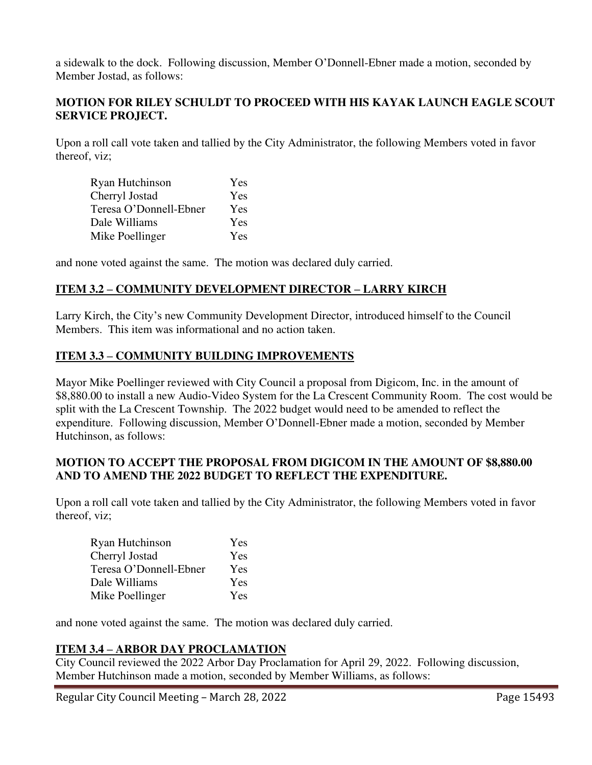a sidewalk to the dock. Following discussion, Member O'Donnell-Ebner made a motion, seconded by Member Jostad, as follows:

**MOTION FOR RILEY SCHULDT TO PROCEED WITH HIS KAYAK LAUNCH EAGLE SCOUT SERVICE PROJECT.**

Upon a roll call vote taken and tallied by the City Administrator, the following Members voted in favor thereof, viz;

| | |
|---|---|
| Ryan Hutchinson | Yes |
| Cherryl Jostad | Yes |
| Teresa O'Donnell-Ebner | Yes |
| Dale Williams | Yes |
| Mike Poellinger | Yes |

and none voted against the same. The motion was declared duly carried.

## ITEM 3.2 – COMMUNITY DEVELOPMENT DIRECTOR – LARRY KIRCH

Larry Kirch, the City's new Community Development Director, introduced himself to the Council Members. This item was informational and no action taken.

## ITEM 3.3 – COMMUNITY BUILDING IMPROVEMENTS

Mayor Mike Poellinger reviewed with City Council a proposal from Digicom, Inc. in the amount of $8,880.00 to install a new Audio-Video System for the La Crescent Community Room. The cost would be split with the La Crescent Township. The 2022 budget would need to be amended to reflect the expenditure. Following discussion, Member O'Donnell-Ebner made a motion, seconded by Member Hutchinson, as follows:

**MOTION TO ACCEPT THE PROPOSAL FROM DIGICOM IN THE AMOUNT OF $8,880.00 AND TO AMEND THE 2022 BUDGET TO REFLECT THE EXPENDITURE.**

Upon a roll call vote taken and tallied by the City Administrator, the following Members voted in favor thereof, viz;

| | |
|---|---|
| Ryan Hutchinson | Yes |
| Cherryl Jostad | Yes |
| Teresa O'Donnell-Ebner | Yes |
| Dale Williams | Yes |
| Mike Poellinger | Yes |

and none voted against the same. The motion was declared duly carried.

## ITEM 3.4 – ARBOR DAY PROCLAMATION

City Council reviewed the 2022 Arbor Day Proclamation for April 29, 2022. Following discussion, Member Hutchinson made a motion, seconded by Member Williams, as follows: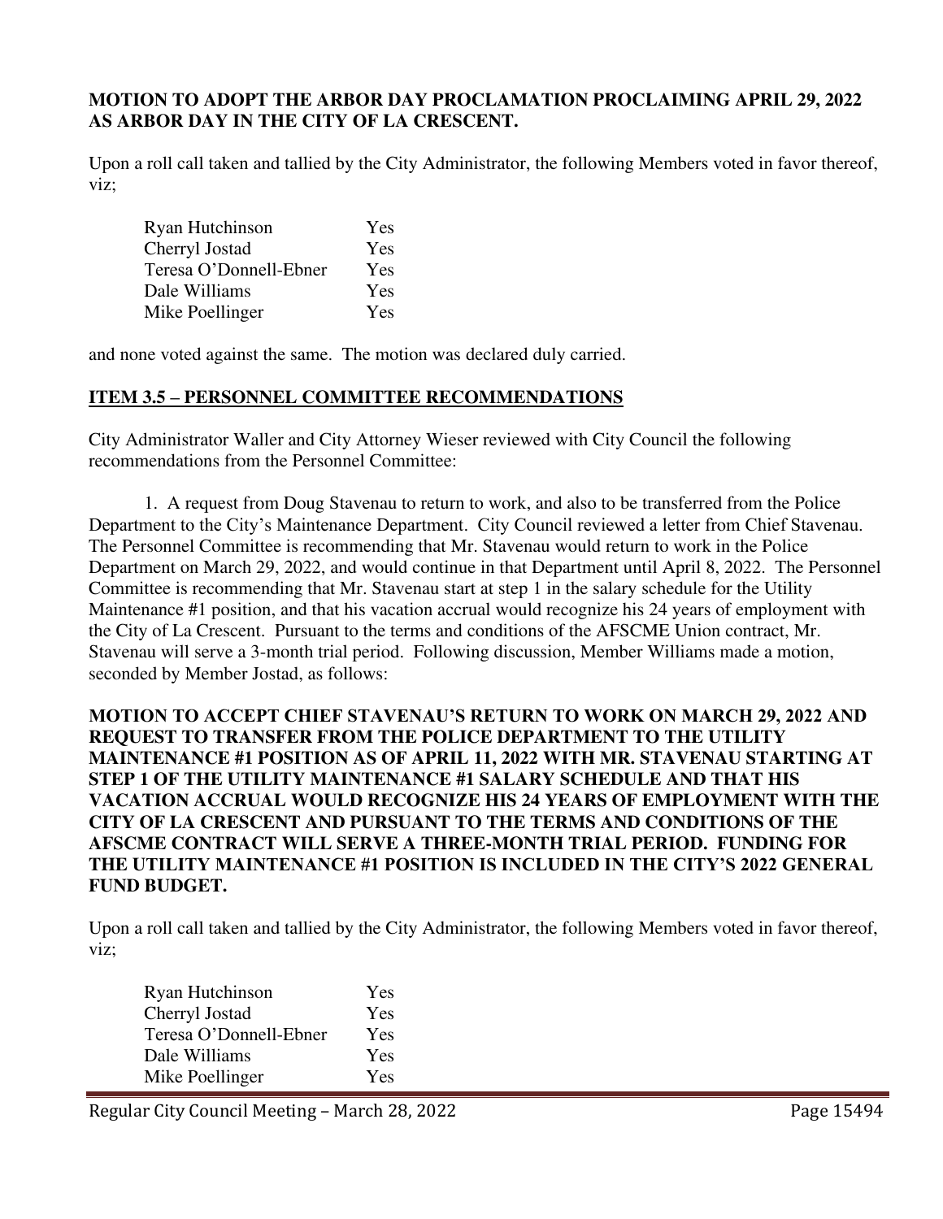**MOTION TO ADOPT THE ARBOR DAY PROCLAMATION PROCLAIMING APRIL 29, 2022 AS ARBOR DAY IN THE CITY OF LA CRESCENT.**

Upon a roll call taken and tallied by the City Administrator, the following Members voted in favor thereof, viz;

| | |
|---|---|
| Ryan Hutchinson | Yes |
| Cherryl Jostad | Yes |
| Teresa O'Donnell-Ebner | Yes |
| Dale Williams | Yes |
| Mike Poellinger | Yes |

and none voted against the same. The motion was declared duly carried.

## ITEM 3.5 – PERSONNEL COMMITTEE RECOMMENDATIONS

City Administrator Waller and City Attorney Wieser reviewed with City Council the following recommendations from the Personnel Committee:

1. A request from Doug Stavenau to return to work, and also to be transferred from the Police Department to the City's Maintenance Department. City Council reviewed a letter from Chief Stavenau. The Personnel Committee is recommending that Mr. Stavenau would return to work in the Police Department on March 29, 2022, and would continue in that Department until April 8, 2022. The Personnel Committee is recommending that Mr. Stavenau start at step 1 in the salary schedule for the Utility Maintenance #1 position, and that his vacation accrual would recognize his 24 years of employment with the City of La Crescent. Pursuant to the terms and conditions of the AFSCME Union contract, Mr. Stavenau will serve a 3-month trial period. Following discussion, Member Williams made a motion, seconded by Member Jostad, as follows:

**MOTION TO ACCEPT CHIEF STAVENAU'S RETURN TO WORK ON MARCH 29, 2022 AND REQUEST TO TRANSFER FROM THE POLICE DEPARTMENT TO THE UTILITY MAINTENANCE #1 POSITION AS OF APRIL 11, 2022 WITH MR. STAVENAU STARTING AT STEP 1 OF THE UTILITY MAINTENANCE #1 SALARY SCHEDULE AND THAT HIS VACATION ACCRUAL WOULD RECOGNIZE HIS 24 YEARS OF EMPLOYMENT WITH THE CITY OF LA CRESCENT AND PURSUANT TO THE TERMS AND CONDITIONS OF THE AFSCME CONTRACT WILL SERVE A THREE-MONTH TRIAL PERIOD. FUNDING FOR THE UTILITY MAINTENANCE #1 POSITION IS INCLUDED IN THE CITY'S 2022 GENERAL FUND BUDGET.**

Upon a roll call taken and tallied by the City Administrator, the following Members voted in favor thereof, viz;

| | |
|---|---|
| Ryan Hutchinson | Yes |
| Cherryl Jostad | Yes |
| Teresa O'Donnell-Ebner | Yes |
| Dale Williams | Yes |
| Mike Poellinger | Yes |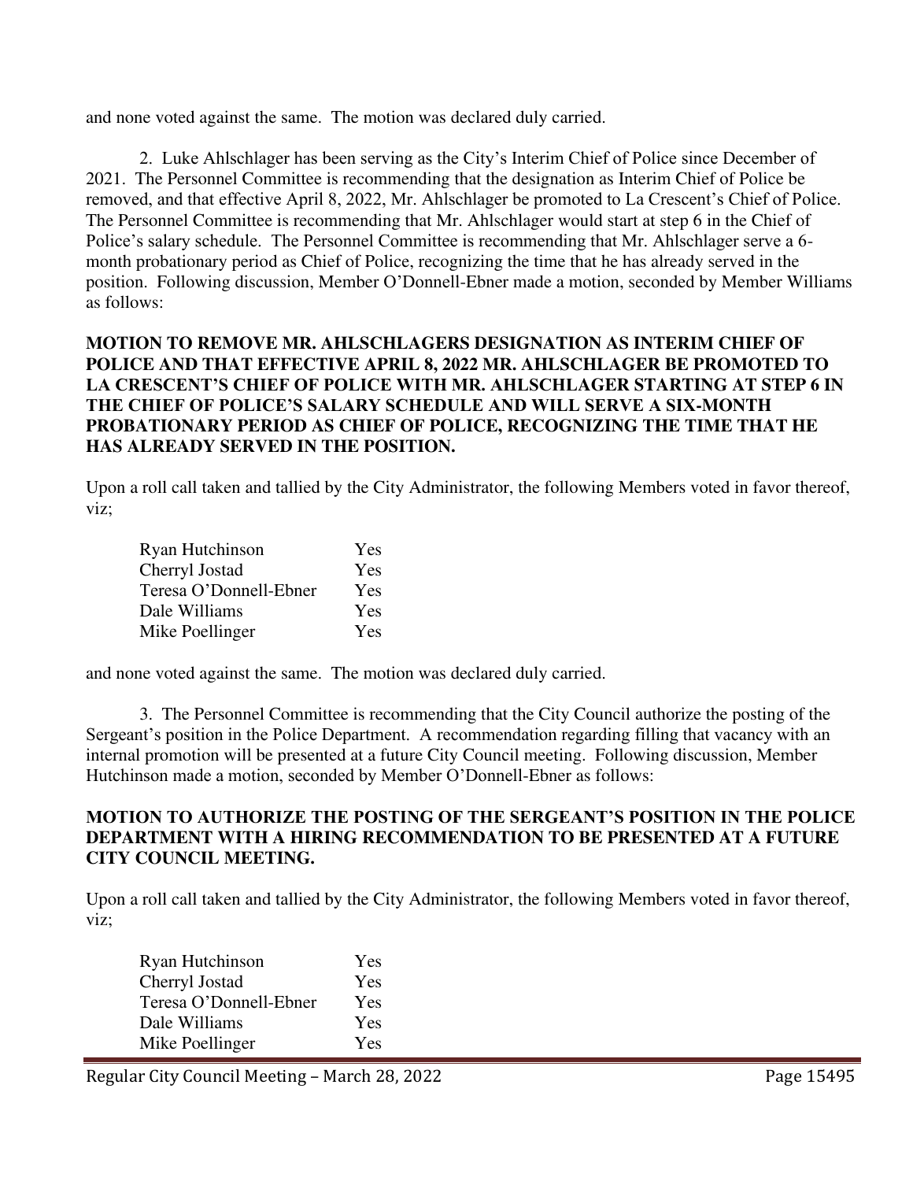and none voted against the same. The motion was declared duly carried.

2. Luke Ahlschlager has been serving as the City's Interim Chief of Police since December of 2021. The Personnel Committee is recommending that the designation as Interim Chief of Police be removed, and that effective April 8, 2022, Mr. Ahlschlager be promoted to La Crescent's Chief of Police. The Personnel Committee is recommending that Mr. Ahlschlager would start at step 6 in the Chief of Police's salary schedule. The Personnel Committee is recommending that Mr. Ahlschlager serve a 6-month probationary period as Chief of Police, recognizing the time that he has already served in the position. Following discussion, Member O'Donnell-Ebner made a motion, seconded by Member Williams as follows:

**MOTION TO REMOVE MR. AHLSCHLAGERS DESIGNATION AS INTERIM CHIEF OF POLICE AND THAT EFFECTIVE APRIL 8, 2022 MR. AHLSCHLAGER BE PROMOTED TO LA CRESCENT'S CHIEF OF POLICE WITH MR. AHLSCHLAGER STARTING AT STEP 6 IN THE CHIEF OF POLICE'S SALARY SCHEDULE AND WILL SERVE A SIX-MONTH PROBATIONARY PERIOD AS CHIEF OF POLICE, RECOGNIZING THE TIME THAT HE HAS ALREADY SERVED IN THE POSITION.**

Upon a roll call taken and tallied by the City Administrator, the following Members voted in favor thereof, viz;

| | |
|---|---|
| Ryan Hutchinson | Yes |
| Cherryl Jostad | Yes |
| Teresa O'Donnell-Ebner | Yes |
| Dale Williams | Yes |
| Mike Poellinger | Yes |

and none voted against the same. The motion was declared duly carried.

3. The Personnel Committee is recommending that the City Council authorize the posting of the Sergeant's position in the Police Department. A recommendation regarding filling that vacancy with an internal promotion will be presented at a future City Council meeting. Following discussion, Member Hutchinson made a motion, seconded by Member O'Donnell-Ebner as follows:

**MOTION TO AUTHORIZE THE POSTING OF THE SERGEANT'S POSITION IN THE POLICE DEPARTMENT WITH A HIRING RECOMMENDATION TO BE PRESENTED AT A FUTURE CITY COUNCIL MEETING.**

Upon a roll call taken and tallied by the City Administrator, the following Members voted in favor thereof, viz;

| | |
|---|---|
| Ryan Hutchinson | Yes |
| Cherryl Jostad | Yes |
| Teresa O'Donnell-Ebner | Yes |
| Dale Williams | Yes |
| Mike Poellinger | Yes |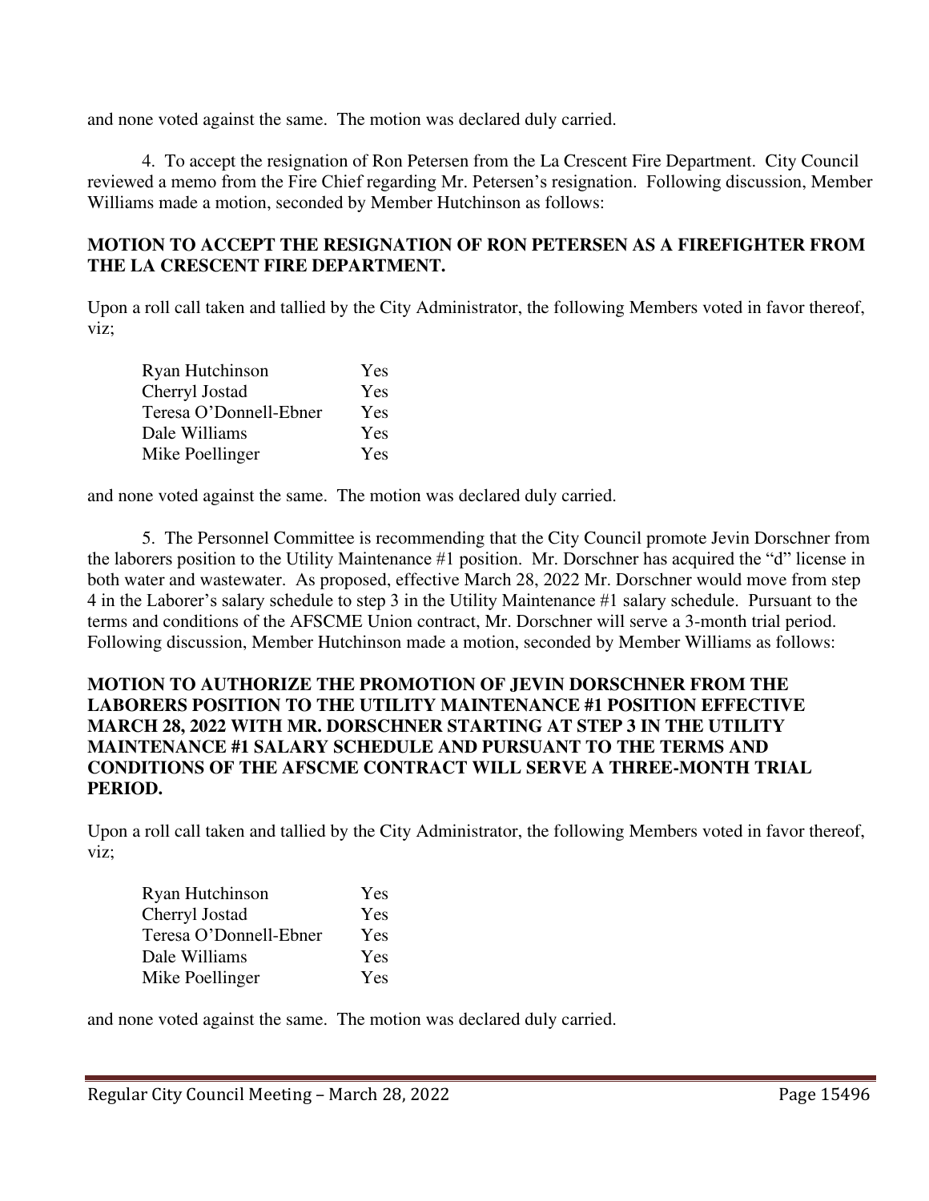and none voted against the same. The motion was declared duly carried.

4. To accept the resignation of Ron Petersen from the La Crescent Fire Department. City Council reviewed a memo from the Fire Chief regarding Mr. Petersen's resignation. Following discussion, Member Williams made a motion, seconded by Member Hutchinson as follows:

**MOTION TO ACCEPT THE RESIGNATION OF RON PETERSEN AS A FIREFIGHTER FROM THE LA CRESCENT FIRE DEPARTMENT.**

Upon a roll call taken and tallied by the City Administrator, the following Members voted in favor thereof, viz;

| | |
|---|---|
| Ryan Hutchinson | Yes |
| Cherryl Jostad | Yes |
| Teresa O'Donnell-Ebner | Yes |
| Dale Williams | Yes |
| Mike Poellinger | Yes |

and none voted against the same. The motion was declared duly carried.

5. The Personnel Committee is recommending that the City Council promote Jevin Dorschner from the laborers position to the Utility Maintenance #1 position. Mr. Dorschner has acquired the "d" license in both water and wastewater. As proposed, effective March 28, 2022 Mr. Dorschner would move from step 4 in the Laborer's salary schedule to step 3 in the Utility Maintenance #1 salary schedule. Pursuant to the terms and conditions of the AFSCME Union contract, Mr. Dorschner will serve a 3-month trial period. Following discussion, Member Hutchinson made a motion, seconded by Member Williams as follows:

**MOTION TO AUTHORIZE THE PROMOTION OF JEVIN DORSCHNER FROM THE LABORERS POSITION TO THE UTILITY MAINTENANCE #1 POSITION EFFECTIVE MARCH 28, 2022 WITH MR. DORSCHNER STARTING AT STEP 3 IN THE UTILITY MAINTENANCE #1 SALARY SCHEDULE AND PURSUANT TO THE TERMS AND CONDITIONS OF THE AFSCME CONTRACT WILL SERVE A THREE-MONTH TRIAL PERIOD.**

Upon a roll call taken and tallied by the City Administrator, the following Members voted in favor thereof, viz;

| | |
|---|---|
| Ryan Hutchinson | Yes |
| Cherryl Jostad | Yes |
| Teresa O'Donnell-Ebner | Yes |
| Dale Williams | Yes |
| Mike Poellinger | Yes |

and none voted against the same. The motion was declared duly carried.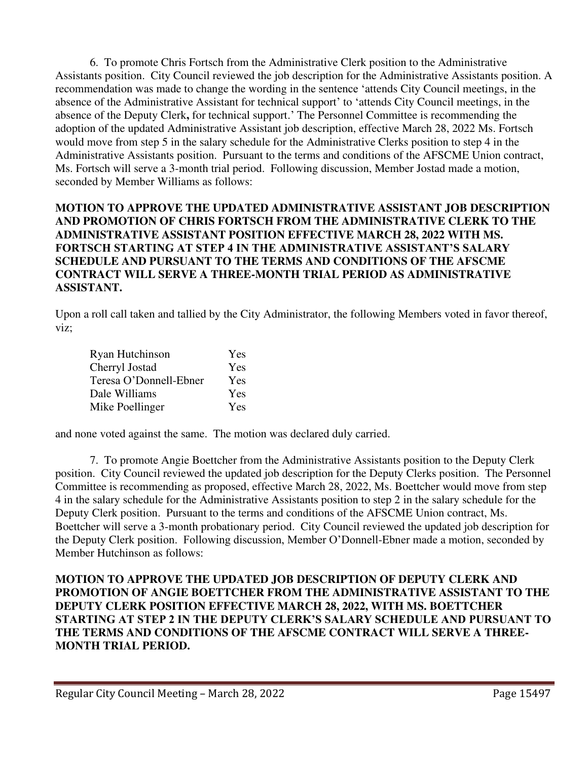6. To promote Chris Fortsch from the Administrative Clerk position to the Administrative Assistants position. City Council reviewed the job description for the Administrative Assistants position. A recommendation was made to change the wording in the sentence 'attends City Council meetings, in the absence of the Administrative Assistant for technical support' to 'attends City Council meetings, in the absence of the Deputy Clerk**,** for technical support.' The Personnel Committee is recommending the adoption of the updated Administrative Assistant job description, effective March 28, 2022 Ms. Fortsch would move from step 5 in the salary schedule for the Administrative Clerks position to step 4 in the Administrative Assistants position. Pursuant to the terms and conditions of the AFSCME Union contract, Ms. Fortsch will serve a 3-month trial period. Following discussion, Member Jostad made a motion, seconded by Member Williams as follows:

**MOTION TO APPROVE THE UPDATED ADMINISTRATIVE ASSISTANT JOB DESCRIPTION AND PROMOTION OF CHRIS FORTSCH FROM THE ADMINISTRATIVE CLERK TO THE ADMINISTRATIVE ASSISTANT POSITION EFFECTIVE MARCH 28, 2022 WITH MS. FORTSCH STARTING AT STEP 4 IN THE ADMINISTRATIVE ASSISTANT'S SALARY SCHEDULE AND PURSUANT TO THE TERMS AND CONDITIONS OF THE AFSCME CONTRACT WILL SERVE A THREE-MONTH TRIAL PERIOD AS ADMINISTRATIVE ASSISTANT.**

Upon a roll call taken and tallied by the City Administrator, the following Members voted in favor thereof, viz;

| | |
|---|---|
| Ryan Hutchinson | Yes |
| Cherryl Jostad | Yes |
| Teresa O'Donnell-Ebner | Yes |
| Dale Williams | Yes |
| Mike Poellinger | Yes |

and none voted against the same. The motion was declared duly carried.

7. To promote Angie Boettcher from the Administrative Assistants position to the Deputy Clerk position. City Council reviewed the updated job description for the Deputy Clerks position. The Personnel Committee is recommending as proposed, effective March 28, 2022, Ms. Boettcher would move from step 4 in the salary schedule for the Administrative Assistants position to step 2 in the salary schedule for the Deputy Clerk position. Pursuant to the terms and conditions of the AFSCME Union contract, Ms. Boettcher will serve a 3-month probationary period. City Council reviewed the updated job description for the Deputy Clerk position. Following discussion, Member O'Donnell-Ebner made a motion, seconded by Member Hutchinson as follows:

**MOTION TO APPROVE THE UPDATED JOB DESCRIPTION OF DEPUTY CLERK AND PROMOTION OF ANGIE BOETTCHER FROM THE ADMINISTRATIVE ASSISTANT TO THE DEPUTY CLERK POSITION EFFECTIVE MARCH 28, 2022, WITH MS. BOETTCHER STARTING AT STEP 2 IN THE DEPUTY CLERK'S SALARY SCHEDULE AND PURSUANT TO THE TERMS AND CONDITIONS OF THE AFSCME CONTRACT WILL SERVE A THREE-MONTH TRIAL PERIOD.**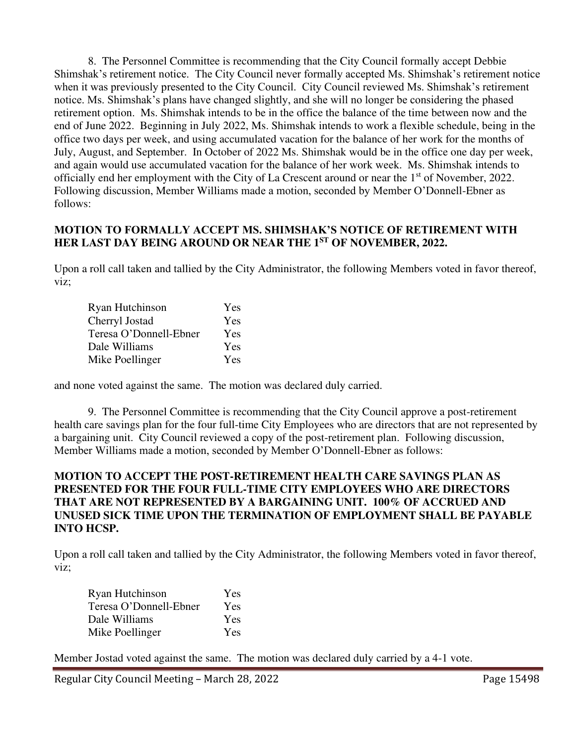8. The Personnel Committee is recommending that the City Council formally accept Debbie Shimshak's retirement notice. The City Council never formally accepted Ms. Shimshak's retirement notice when it was previously presented to the City Council. City Council reviewed Ms. Shimshak's retirement notice. Ms. Shimshak's plans have changed slightly, and she will no longer be considering the phased retirement option. Ms. Shimshak intends to be in the office the balance of the time between now and the end of June 2022. Beginning in July 2022, Ms. Shimshak intends to work a flexible schedule, being in the office two days per week, and using accumulated vacation for the balance of her work for the months of July, August, and September. In October of 2022 Ms. Shimshak would be in the office one day per week, and again would use accumulated vacation for the balance of her work week. Ms. Shimshak intends to officially end her employment with the City of La Crescent around or near the 1st of November, 2022. Following discussion, Member Williams made a motion, seconded by Member O'Donnell-Ebner as follows:

**MOTION TO FORMALLY ACCEPT MS. SHIMSHAK'S NOTICE OF RETIREMENT WITH HER LAST DAY BEING AROUND OR NEAR THE 1ST OF NOVEMBER, 2022.**

Upon a roll call taken and tallied by the City Administrator, the following Members voted in favor thereof, viz;

| | |
|---|---|
| Ryan Hutchinson | Yes |
| Cherryl Jostad | Yes |
| Teresa O'Donnell-Ebner | Yes |
| Dale Williams | Yes |
| Mike Poellinger | Yes |

and none voted against the same. The motion was declared duly carried.

9. The Personnel Committee is recommending that the City Council approve a post-retirement health care savings plan for the four full-time City Employees who are directors that are not represented by a bargaining unit. City Council reviewed a copy of the post-retirement plan. Following discussion, Member Williams made a motion, seconded by Member O'Donnell-Ebner as follows:

**MOTION TO ACCEPT THE POST-RETIREMENT HEALTH CARE SAVINGS PLAN AS PRESENTED FOR THE FOUR FULL-TIME CITY EMPLOYEES WHO ARE DIRECTORS THAT ARE NOT REPRESENTED BY A BARGAINING UNIT. 100% OF ACCRUED AND UNUSED SICK TIME UPON THE TERMINATION OF EMPLOYMENT SHALL BE PAYABLE INTO HCSP.**

Upon a roll call taken and tallied by the City Administrator, the following Members voted in favor thereof, viz;

| | |
|---|---|
| Ryan Hutchinson | Yes |
| Teresa O'Donnell-Ebner | Yes |
| Dale Williams | Yes |
| Mike Poellinger | Yes |

Member Jostad voted against the same. The motion was declared duly carried by a 4-1 vote.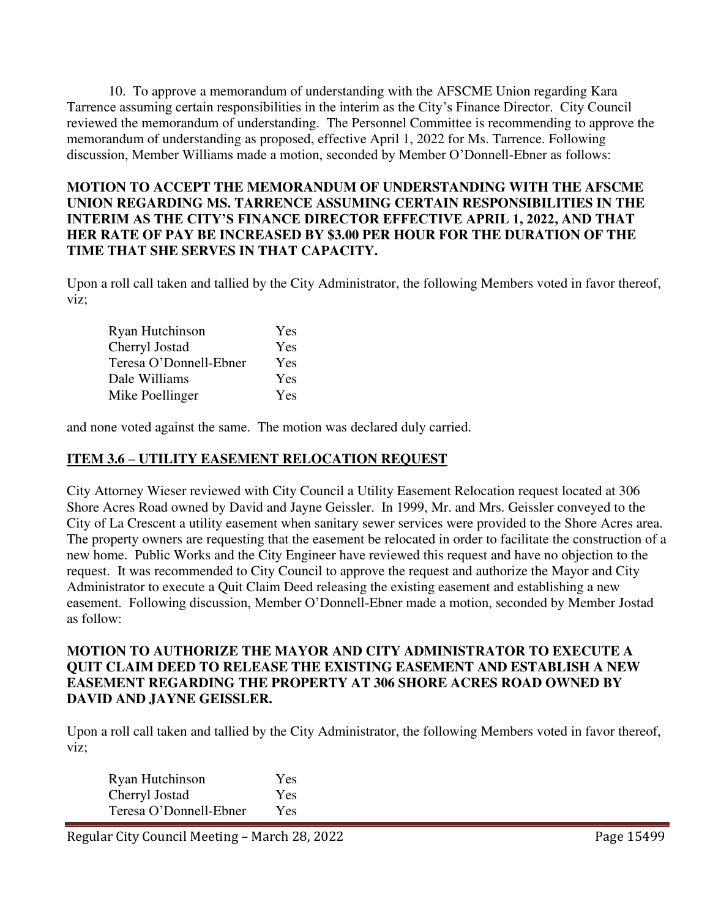10. To approve a memorandum of understanding with the AFSCME Union regarding Kara Tarrence assuming certain responsibilities in the interim as the City's Finance Director. City Council reviewed the memorandum of understanding. The Personnel Committee is recommending to approve the memorandum of understanding as proposed, effective April 1, 2022 for Ms. Tarrence. Following discussion, Member Williams made a motion, seconded by Member O'Donnell-Ebner as follows:

**MOTION TO ACCEPT THE MEMORANDUM OF UNDERSTANDING WITH THE AFSCME UNION REGARDING MS. TARRENCE ASSUMING CERTAIN RESPONSIBILITIES IN THE INTERIM AS THE CITY'S FINANCE DIRECTOR EFFECTIVE APRIL 1, 2022, AND THAT HER RATE OF PAY BE INCREASED BY $3.00 PER HOUR FOR THE DURATION OF THE TIME THAT SHE SERVES IN THAT CAPACITY.**

Upon a roll call taken and tallied by the City Administrator, the following Members voted in favor thereof, viz;

| | |
|---|---|
| Ryan Hutchinson | Yes |
| Cherryl Jostad | Yes |
| Teresa O'Donnell-Ebner | Yes |
| Dale Williams | Yes |
| Mike Poellinger | Yes |

and none voted against the same. The motion was declared duly carried.

## ITEM 3.6 – UTILITY EASEMENT RELOCATION REQUEST

City Attorney Wieser reviewed with City Council a Utility Easement Relocation request located at 306 Shore Acres Road owned by David and Jayne Geissler. In 1999, Mr. and Mrs. Geissler conveyed to the City of La Crescent a utility easement when sanitary sewer services were provided to the Shore Acres area. The property owners are requesting that the easement be relocated in order to facilitate the construction of a new home. Public Works and the City Engineer have reviewed this request and have no objection to the request. It was recommended to City Council to approve the request and authorize the Mayor and City Administrator to execute a Quit Claim Deed releasing the existing easement and establishing a new easement. Following discussion, Member O'Donnell-Ebner made a motion, seconded by Member Jostad as follow:

**MOTION TO AUTHORIZE THE MAYOR AND CITY ADMINISTRATOR TO EXECUTE A QUIT CLAIM DEED TO RELEASE THE EXISTING EASEMENT AND ESTABLISH A NEW EASEMENT REGARDING THE PROPERTY AT 306 SHORE ACRES ROAD OWNED BY DAVID AND JAYNE GEISSLER.**

Upon a roll call taken and tallied by the City Administrator, the following Members voted in favor thereof, viz;

| | |
|---|---|
| Ryan Hutchinson | Yes |
| Cherryl Jostad | Yes |
| Teresa O'Donnell-Ebner | Yes |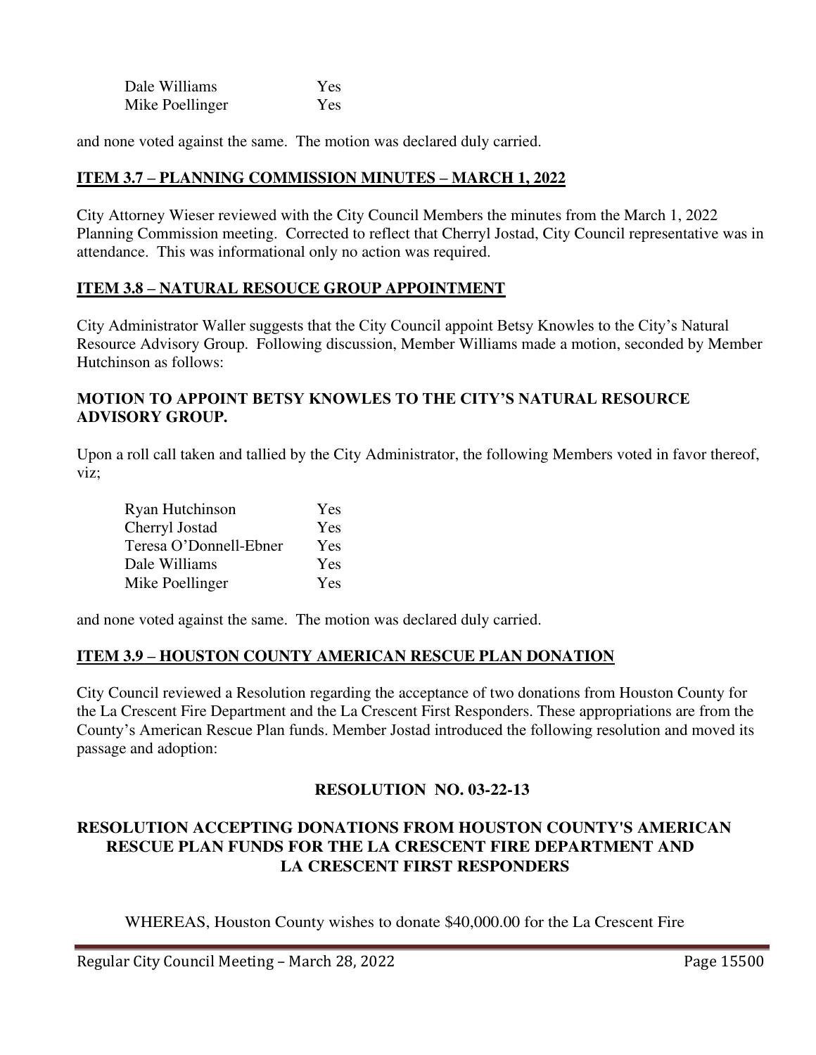| | |
|---|---|
| Dale Williams | Yes |
| Mike Poellinger | Yes |

and none voted against the same. The motion was declared duly carried.

## ITEM 3.7 – PLANNING COMMISSION MINUTES – MARCH 1, 2022

City Attorney Wieser reviewed with the City Council Members the minutes from the March 1, 2022 Planning Commission meeting. Corrected to reflect that Cherryl Jostad, City Council representative was in attendance. This was informational only no action was required.

## ITEM 3.8 – NATURAL RESOUCE GROUP APPOINTMENT

City Administrator Waller suggests that the City Council appoint Betsy Knowles to the City's Natural Resource Advisory Group. Following discussion, Member Williams made a motion, seconded by Member Hutchinson as follows:

**MOTION TO APPOINT BETSY KNOWLES TO THE CITY'S NATURAL RESOURCE ADVISORY GROUP.**

Upon a roll call taken and tallied by the City Administrator, the following Members voted in favor thereof, viz;

| | |
|---|---|
| Ryan Hutchinson | Yes |
| Cherryl Jostad | Yes |
| Teresa O'Donnell-Ebner | Yes |
| Dale Williams | Yes |
| Mike Poellinger | Yes |

and none voted against the same. The motion was declared duly carried.

## ITEM 3.9 – HOUSTON COUNTY AMERICAN RESCUE PLAN DONATION

City Council reviewed a Resolution regarding the acceptance of two donations from Houston County for the La Crescent Fire Department and the La Crescent First Responders. These appropriations are from the County's American Rescue Plan funds. Member Jostad introduced the following resolution and moved its passage and adoption:

**RESOLUTION NO. 03-22-13**

**RESOLUTION ACCEPTING DONATIONS FROM HOUSTON COUNTY'S AMERICAN RESCUE PLAN FUNDS FOR THE LA CRESCENT FIRE DEPARTMENT AND LA CRESCENT FIRST RESPONDERS**

WHEREAS, Houston County wishes to donate $40,000.00 for the La Crescent Fire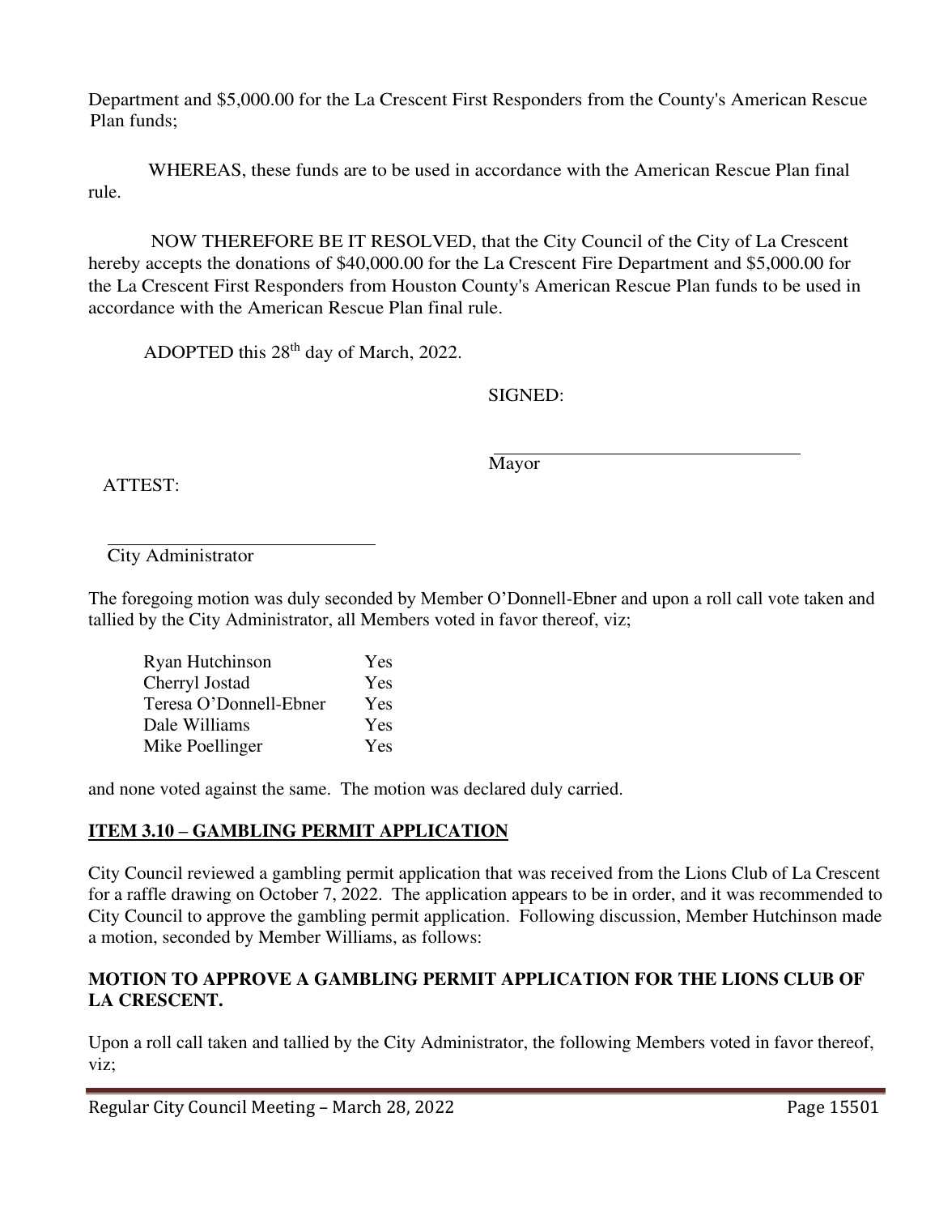Department and $5,000.00 for the La Crescent First Responders from the County's American Rescue Plan funds;

WHEREAS, these funds are to be used in accordance with the American Rescue Plan final rule.

NOW THEREFORE BE IT RESOLVED, that the City Council of the City of La Crescent hereby accepts the donations of $40,000.00 for the La Crescent Fire Department and $5,000.00 for the La Crescent First Responders from Houston County's American Rescue Plan funds to be used in accordance with the American Rescue Plan final rule.

ADOPTED this 28th day of March, 2022.

SIGNED:

\_\_\_\_\_\_\_\_\_\_\_\_\_\_\_\_\_\_\_\_\_\_\_\_\_\_\_\_\_\_
Mayor

ATTEST:

\_\_\_\_\_\_\_\_\_\_\_\_\_\_\_\_\_\_\_\_\_\_\_\_\_\_\_\_\_\_
City Administrator

The foregoing motion was duly seconded by Member O'Donnell-Ebner and upon a roll call vote taken and tallied by the City Administrator, all Members voted in favor thereof, viz;

| | |
|---|---|
| Ryan Hutchinson | Yes |
| Cherryl Jostad | Yes |
| Teresa O'Donnell-Ebner | Yes |
| Dale Williams | Yes |
| Mike Poellinger | Yes |

and none voted against the same. The motion was declared duly carried.

## ITEM 3.10 – GAMBLING PERMIT APPLICATION

City Council reviewed a gambling permit application that was received from the Lions Club of La Crescent for a raffle drawing on October 7, 2022. The application appears to be in order, and it was recommended to City Council to approve the gambling permit application. Following discussion, Member Hutchinson made a motion, seconded by Member Williams, as follows:

**MOTION TO APPROVE A GAMBLING PERMIT APPLICATION FOR THE LIONS CLUB OF LA CRESCENT.**

Upon a roll call taken and tallied by the City Administrator, the following Members voted in favor thereof, viz;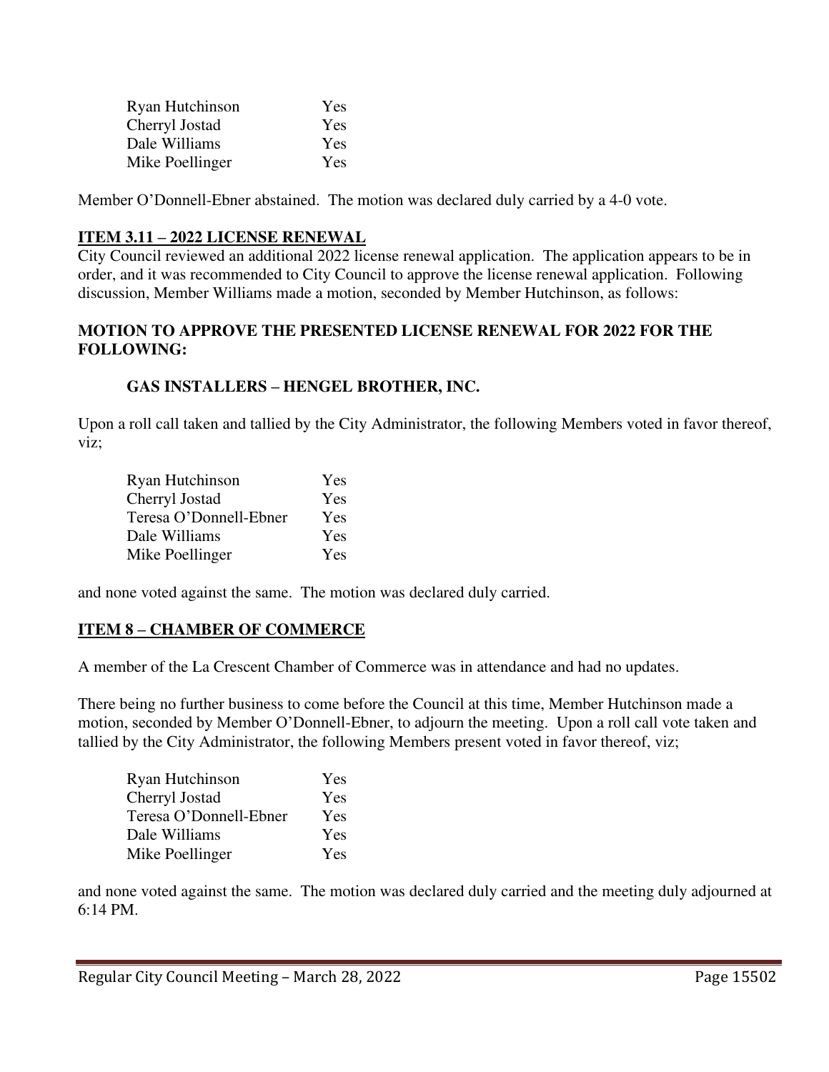| | |
|---|---|
| Ryan Hutchinson | Yes |
| Cherryl Jostad | Yes |
| Dale Williams | Yes |
| Mike Poellinger | Yes |

Member O'Donnell-Ebner abstained. The motion was declared duly carried by a 4-0 vote.

## ITEM 3.11 – 2022 LICENSE RENEWAL

City Council reviewed an additional 2022 license renewal application. The application appears to be in order, and it was recommended to City Council to approve the license renewal application. Following discussion, Member Williams made a motion, seconded by Member Hutchinson, as follows:

**MOTION TO APPROVE THE PRESENTED LICENSE RENEWAL FOR 2022 FOR THE FOLLOWING:**

**GAS INSTALLERS – HENGEL BROTHER, INC.**

Upon a roll call taken and tallied by the City Administrator, the following Members voted in favor thereof, viz;

| | |
|---|---|
| Ryan Hutchinson | Yes |
| Cherryl Jostad | Yes |
| Teresa O'Donnell-Ebner | Yes |
| Dale Williams | Yes |
| Mike Poellinger | Yes |

and none voted against the same. The motion was declared duly carried.

## ITEM 8 – CHAMBER OF COMMERCE

A member of the La Crescent Chamber of Commerce was in attendance and had no updates.

There being no further business to come before the Council at this time, Member Hutchinson made a motion, seconded by Member O'Donnell-Ebner, to adjourn the meeting. Upon a roll call vote taken and tallied by the City Administrator, the following Members present voted in favor thereof, viz;

| | |
|---|---|
| Ryan Hutchinson | Yes |
| Cherryl Jostad | Yes |
| Teresa O'Donnell-Ebner | Yes |
| Dale Williams | Yes |
| Mike Poellinger | Yes |

and none voted against the same. The motion was declared duly carried and the meeting duly adjourned at 6:14 PM.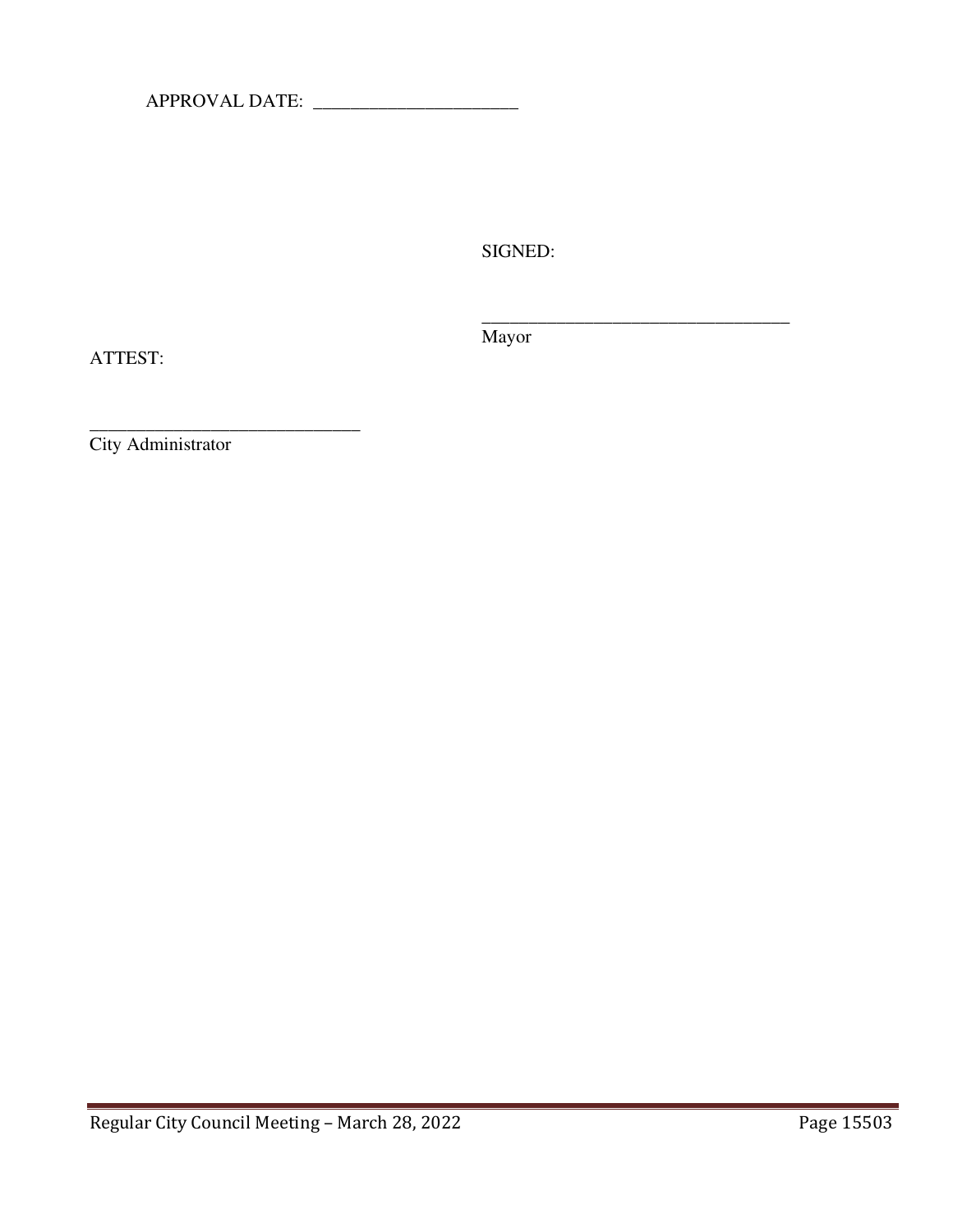APPROVAL DATE: ______________________

SIGNED:

__________________________________
Mayor

ATTEST:

______________________________
City Administrator